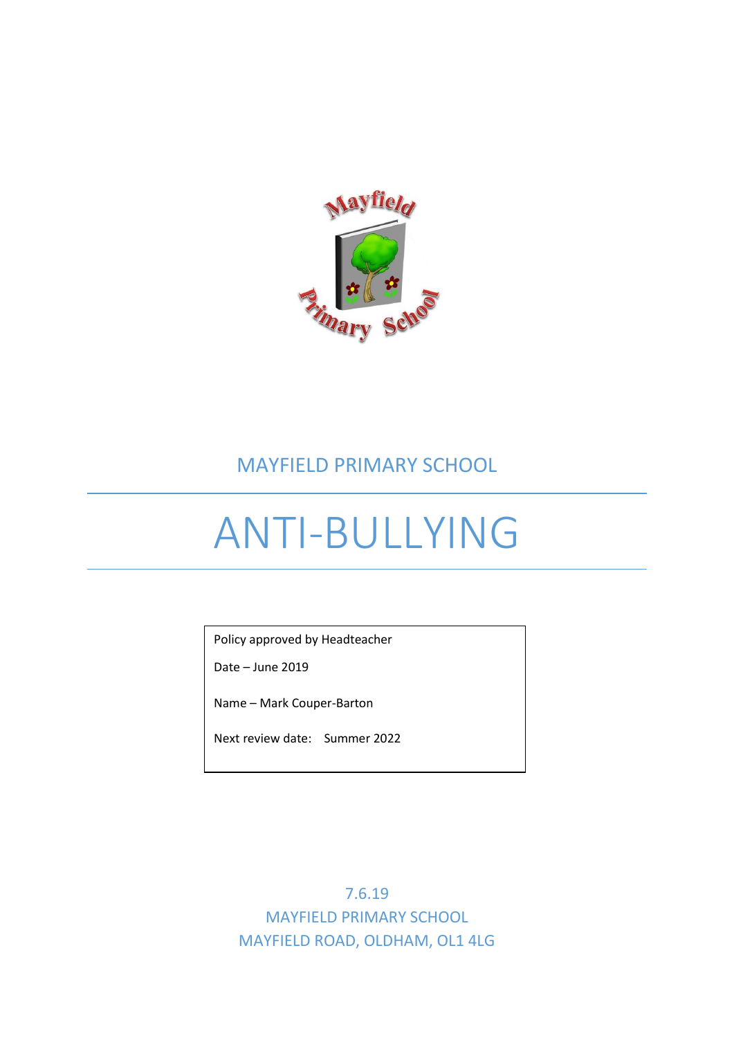MAYFIELD PRIMARY SCHOOL

# ANTI-BULLYING

Policy approved by Headteacher

Date – June 2019

Name – Mark Couper-Barton

Next review date: Summer 2022

7.6.19
MAYFIELD PRIMARY SCHOOL
MAYFIELD ROAD, OLDHAM, OL1 4LG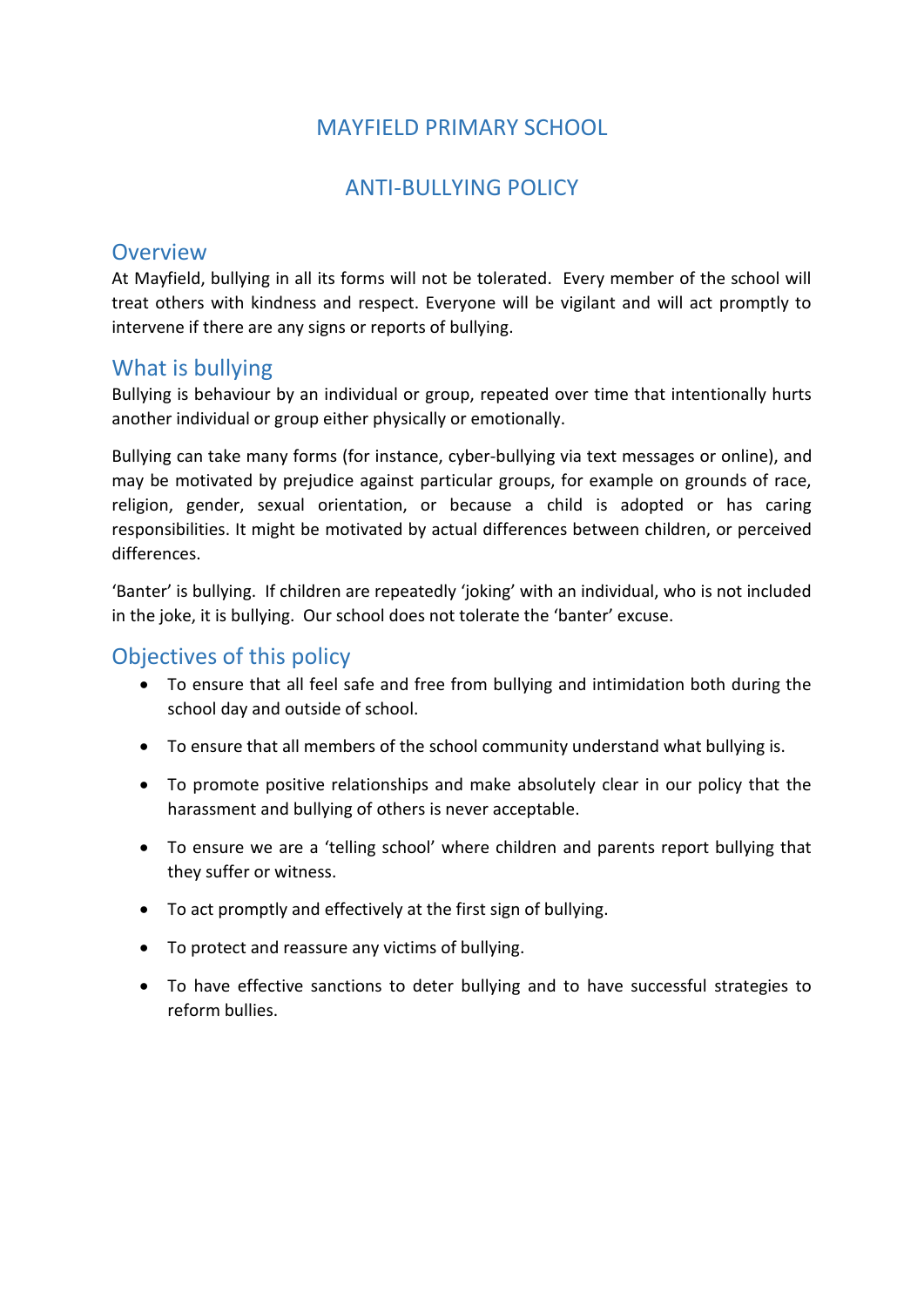# MAYFIELD PRIMARY SCHOOL

# ANTI-BULLYING POLICY

## Overview

At Mayfield, bullying in all its forms will not be tolerated. Every member of the school will treat others with kindness and respect. Everyone will be vigilant and will act promptly to intervene if there are any signs or reports of bullying.

## What is bullying

Bullying is behaviour by an individual or group, repeated over time that intentionally hurts another individual or group either physically or emotionally.

Bullying can take many forms (for instance, cyber-bullying via text messages or online), and may be motivated by prejudice against particular groups, for example on grounds of race, religion, gender, sexual orientation, or because a child is adopted or has caring responsibilities. It might be motivated by actual differences between children, or perceived differences.

'Banter' is bullying. If children are repeatedly 'joking' with an individual, who is not included in the joke, it is bullying. Our school does not tolerate the 'banter' excuse.

## Objectives of this policy

- To ensure that all feel safe and free from bullying and intimidation both during the school day and outside of school.
- To ensure that all members of the school community understand what bullying is.
- To promote positive relationships and make absolutely clear in our policy that the harassment and bullying of others is never acceptable.
- To ensure we are a 'telling school' where children and parents report bullying that they suffer or witness.
- To act promptly and effectively at the first sign of bullying.
- To protect and reassure any victims of bullying.
- To have effective sanctions to deter bullying and to have successful strategies to reform bullies.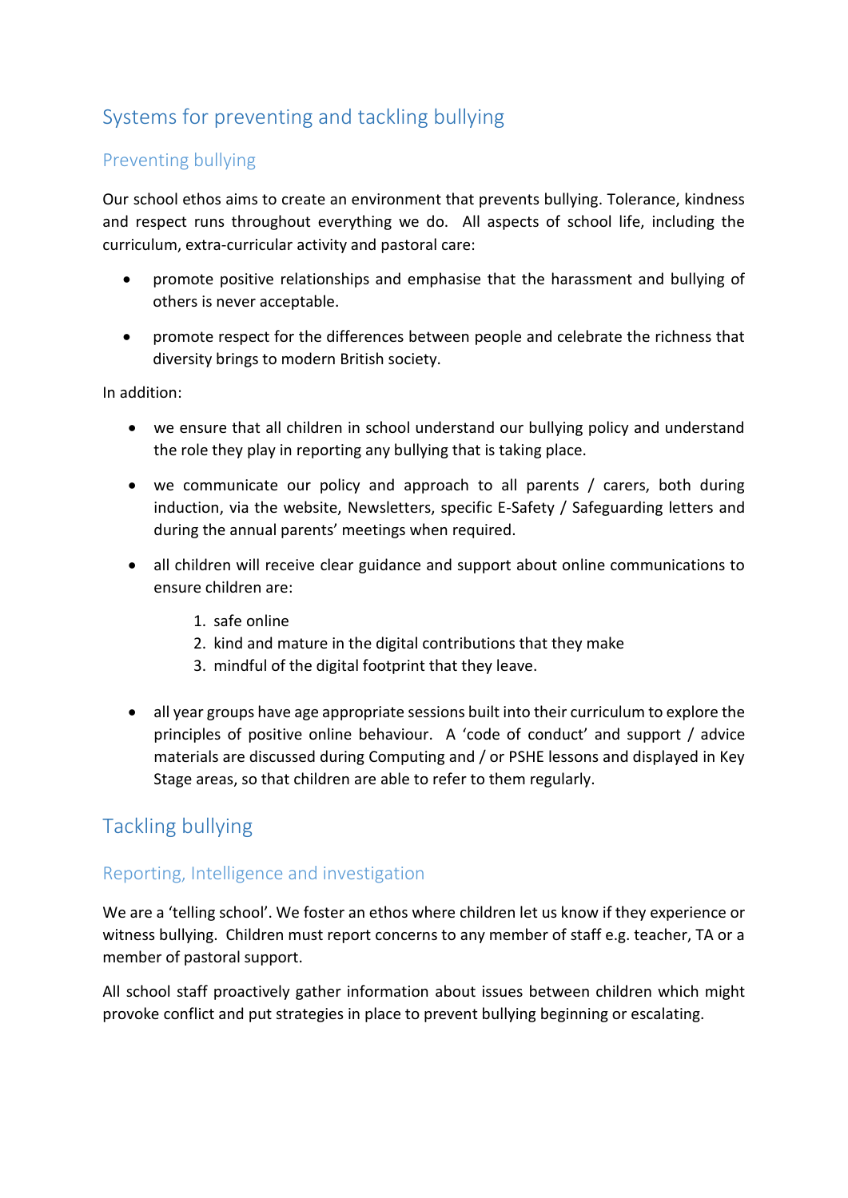## Systems for preventing and tackling bullying

### Preventing bullying

Our school ethos aims to create an environment that prevents bullying. Tolerance, kindness and respect runs throughout everything we do. All aspects of school life, including the curriculum, extra-curricular activity and pastoral care:

- promote positive relationships and emphasise that the harassment and bullying of others is never acceptable.
- promote respect for the differences between people and celebrate the richness that diversity brings to modern British society.

In addition:

- we ensure that all children in school understand our bullying policy and understand the role they play in reporting any bullying that is taking place.
- we communicate our policy and approach to all parents / carers, both during induction, via the website, Newsletters, specific E-Safety / Safeguarding letters and during the annual parents' meetings when required.
- all children will receive clear guidance and support about online communications to ensure children are:
    1. safe online
    2. kind and mature in the digital contributions that they make
    3. mindful of the digital footprint that they leave.

- all year groups have age appropriate sessions built into their curriculum to explore the principles of positive online behaviour. A 'code of conduct' and support / advice materials are discussed during Computing and / or PSHE lessons and displayed in Key Stage areas, so that children are able to refer to them regularly.

## Tackling bullying

### Reporting, Intelligence and investigation

We are a 'telling school'. We foster an ethos where children let us know if they experience or witness bullying. Children must report concerns to any member of staff e.g. teacher, TA or a member of pastoral support.

All school staff proactively gather information about issues between children which might provoke conflict and put strategies in place to prevent bullying beginning or escalating.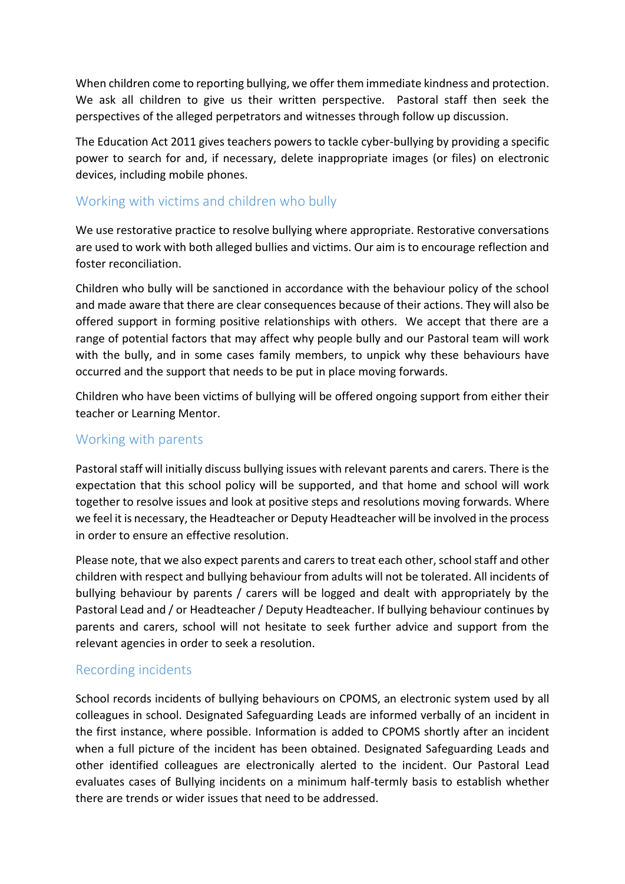When children come to reporting bullying, we offer them immediate kindness and protection. We ask all children to give us their written perspective. Pastoral staff then seek the perspectives of the alleged perpetrators and witnesses through follow up discussion.

The Education Act 2011 gives teachers powers to tackle cyber-bullying by providing a specific power to search for and, if necessary, delete inappropriate images (or files) on electronic devices, including mobile phones.

## Working with victims and children who bully

We use restorative practice to resolve bullying where appropriate. Restorative conversations are used to work with both alleged bullies and victims. Our aim is to encourage reflection and foster reconciliation.

Children who bully will be sanctioned in accordance with the behaviour policy of the school and made aware that there are clear consequences because of their actions. They will also be offered support in forming positive relationships with others. We accept that there are a range of potential factors that may affect why people bully and our Pastoral team will work with the bully, and in some cases family members, to unpick why these behaviours have occurred and the support that needs to be put in place moving forwards.

Children who have been victims of bullying will be offered ongoing support from either their teacher or Learning Mentor.

## Working with parents

Pastoral staff will initially discuss bullying issues with relevant parents and carers. There is the expectation that this school policy will be supported, and that home and school will work together to resolve issues and look at positive steps and resolutions moving forwards. Where we feel it is necessary, the Headteacher or Deputy Headteacher will be involved in the process in order to ensure an effective resolution.

Please note, that we also expect parents and carers to treat each other, school staff and other children with respect and bullying behaviour from adults will not be tolerated. All incidents of bullying behaviour by parents / carers will be logged and dealt with appropriately by the Pastoral Lead and / or Headteacher / Deputy Headteacher. If bullying behaviour continues by parents and carers, school will not hesitate to seek further advice and support from the relevant agencies in order to seek a resolution.

## Recording incidents

School records incidents of bullying behaviours on CPOMS, an electronic system used by all colleagues in school. Designated Safeguarding Leads are informed verbally of an incident in the first instance, where possible. Information is added to CPOMS shortly after an incident when a full picture of the incident has been obtained. Designated Safeguarding Leads and other identified colleagues are electronically alerted to the incident. Our Pastoral Lead evaluates cases of Bullying incidents on a minimum half-termly basis to establish whether there are trends or wider issues that need to be addressed.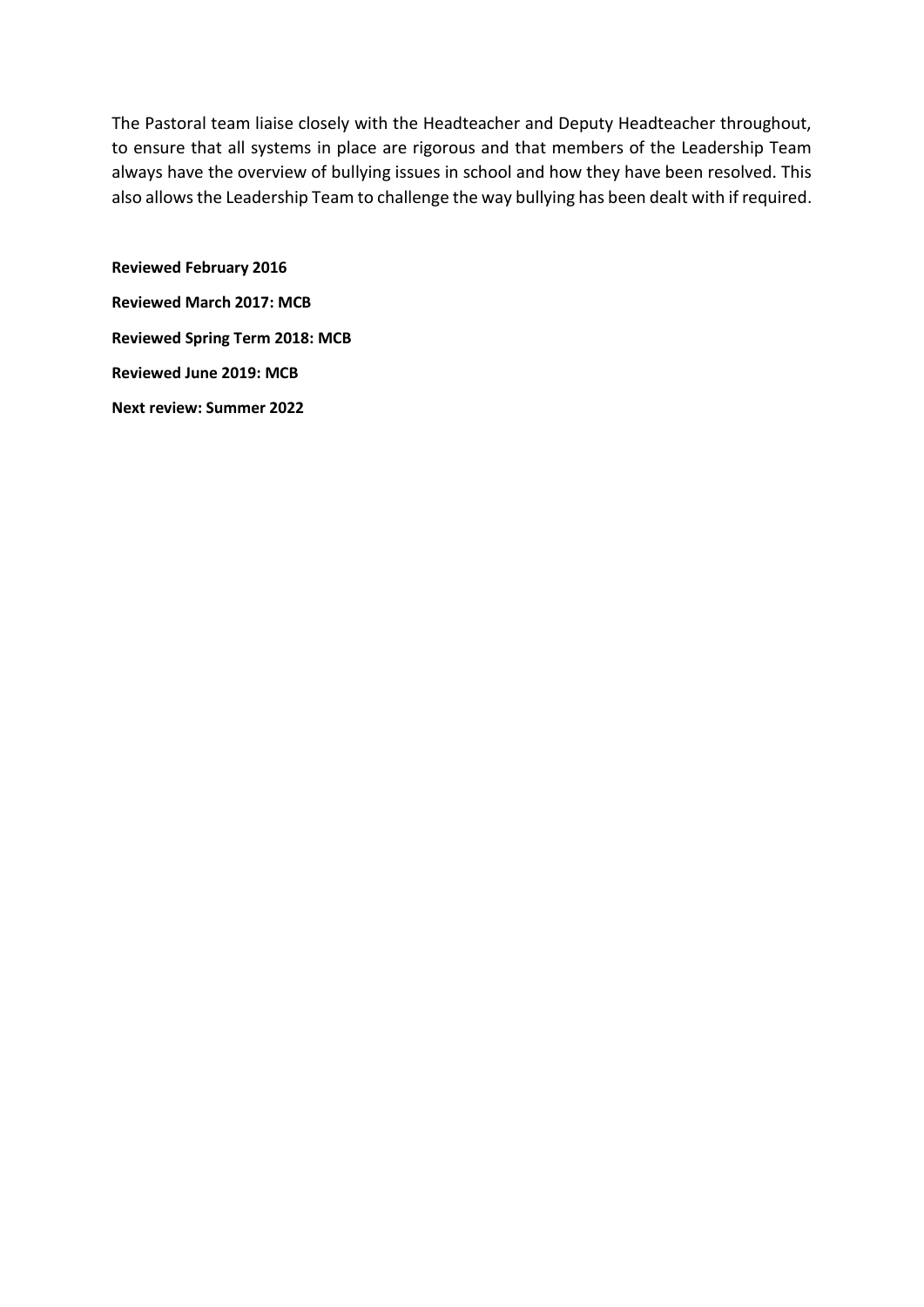The Pastoral team liaise closely with the Headteacher and Deputy Headteacher throughout, to ensure that all systems in place are rigorous and that members of the Leadership Team always have the overview of bullying issues in school and how they have been resolved. This also allows the Leadership Team to challenge the way bullying has been dealt with if required.

**Reviewed February 2016**

**Reviewed March 2017: MCB**

**Reviewed Spring Term 2018: MCB**

**Reviewed June 2019: MCB**

**Next review: Summer 2022**